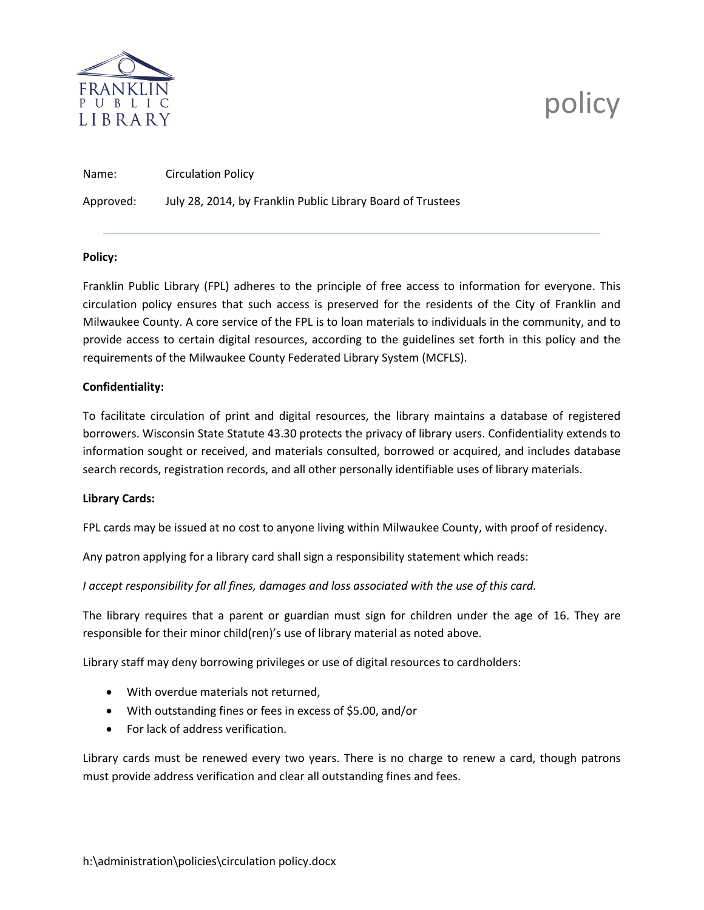# policy

Name: Circulation Policy

Approved: July 28, 2014, by Franklin Public Library Board of Trustees

---

**Policy:**

Franklin Public Library (FPL) adheres to the principle of free access to information for everyone. This circulation policy ensures that such access is preserved for the residents of the City of Franklin and Milwaukee County. A core service of the FPL is to loan materials to individuals in the community, and to provide access to certain digital resources, according to the guidelines set forth in this policy and the requirements of the Milwaukee County Federated Library System (MCFLS).

**Confidentiality:**

To facilitate circulation of print and digital resources, the library maintains a database of registered borrowers. Wisconsin State Statute 43.30 protects the privacy of library users. Confidentiality extends to information sought or received, and materials consulted, borrowed or acquired, and includes database search records, registration records, and all other personally identifiable uses of library materials.

**Library Cards:**

FPL cards may be issued at no cost to anyone living within Milwaukee County, with proof of residency.

Any patron applying for a library card shall sign a responsibility statement which reads:

*I accept responsibility for all fines, damages and loss associated with the use of this card.*

The library requires that a parent or guardian must sign for children under the age of 16. They are responsible for their minor child(ren)'s use of library material as noted above.

Library staff may deny borrowing privileges or use of digital resources to cardholders:

- With overdue materials not returned,
- With outstanding fines or fees in excess of $5.00, and/or
- For lack of address verification.

Library cards must be renewed every two years. There is no charge to renew a card, though patrons must provide address verification and clear all outstanding fines and fees.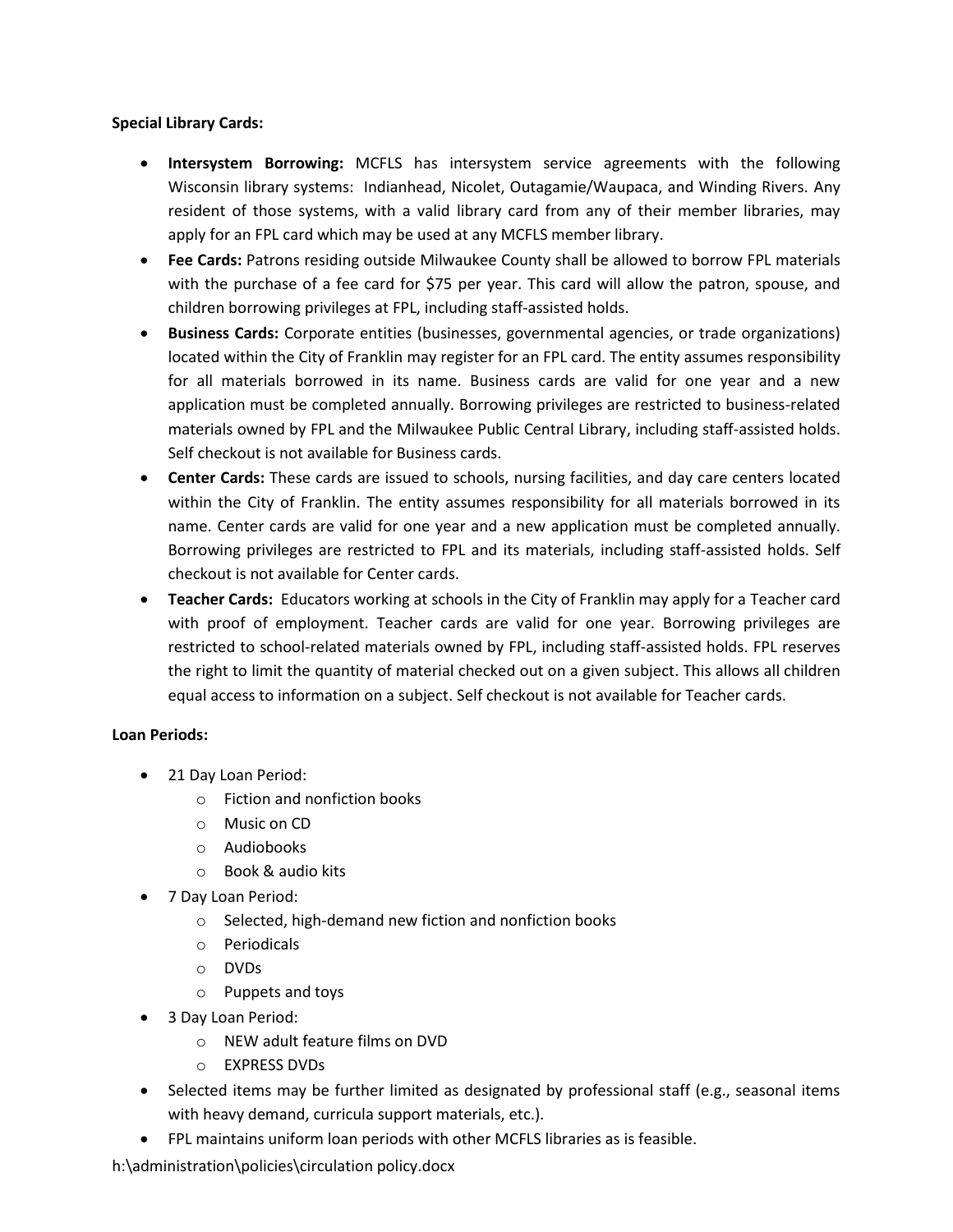**Special Library Cards:**

- **Intersystem Borrowing:** MCFLS has intersystem service agreements with the following Wisconsin library systems: Indianhead, Nicolet, Outagamie/Waupaca, and Winding Rivers. Any resident of those systems, with a valid library card from any of their member libraries, may apply for an FPL card which may be used at any MCFLS member library.
- **Fee Cards:** Patrons residing outside Milwaukee County shall be allowed to borrow FPL materials with the purchase of a fee card for $75 per year. This card will allow the patron, spouse, and children borrowing privileges at FPL, including staff-assisted holds.
- **Business Cards:** Corporate entities (businesses, governmental agencies, or trade organizations) located within the City of Franklin may register for an FPL card. The entity assumes responsibility for all materials borrowed in its name. Business cards are valid for one year and a new application must be completed annually. Borrowing privileges are restricted to business-related materials owned by FPL and the Milwaukee Public Central Library, including staff-assisted holds. Self checkout is not available for Business cards.
- **Center Cards:** These cards are issued to schools, nursing facilities, and day care centers located within the City of Franklin. The entity assumes responsibility for all materials borrowed in its name. Center cards are valid for one year and a new application must be completed annually. Borrowing privileges are restricted to FPL and its materials, including staff-assisted holds. Self checkout is not available for Center cards.
- **Teacher Cards:** Educators working at schools in the City of Franklin may apply for a Teacher card with proof of employment. Teacher cards are valid for one year. Borrowing privileges are restricted to school-related materials owned by FPL, including staff-assisted holds. FPL reserves the right to limit the quantity of material checked out on a given subject. This allows all children equal access to information on a subject. Self checkout is not available for Teacher cards.

**Loan Periods:**

- 21 Day Loan Period:
  - Fiction and nonfiction books
  - Music on CD
  - Audiobooks
  - Book & audio kits
- 7 Day Loan Period:
  - Selected, high-demand new fiction and nonfiction books
  - Periodicals
  - DVDs
  - Puppets and toys
- 3 Day Loan Period:
  - NEW adult feature films on DVD
  - EXPRESS DVDs
- Selected items may be further limited as designated by professional staff (e.g., seasonal items with heavy demand, curricula support materials, etc.).
- FPL maintains uniform loan periods with other MCFLS libraries as is feasible.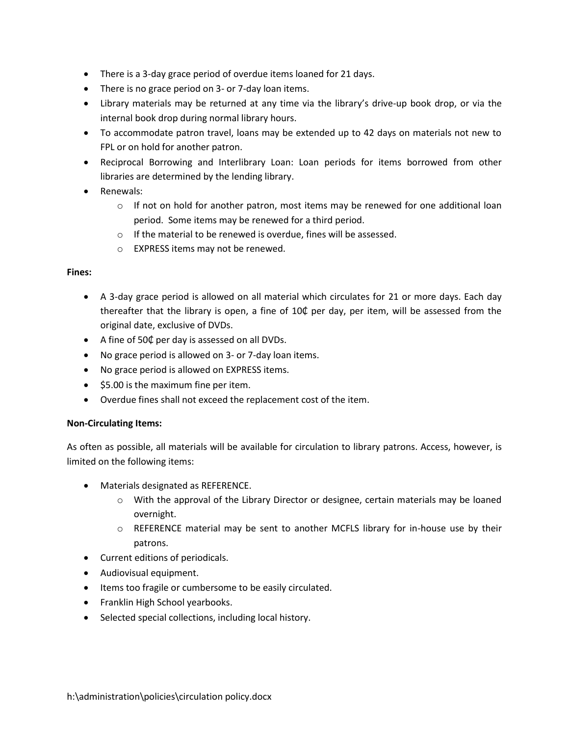- There is a 3-day grace period of overdue items loaned for 21 days.
- There is no grace period on 3- or 7-day loan items.
- Library materials may be returned at any time via the library's drive-up book drop, or via the internal book drop during normal library hours.
- To accommodate patron travel, loans may be extended up to 42 days on materials not new to FPL or on hold for another patron.
- Reciprocal Borrowing and Interlibrary Loan: Loan periods for items borrowed from other libraries are determined by the lending library.
- Renewals:
  - If not on hold for another patron, most items may be renewed for one additional loan period. Some items may be renewed for a third period.
  - If the material to be renewed is overdue, fines will be assessed.
  - EXPRESS items may not be renewed.

**Fines:**

- A 3-day grace period is allowed on all material which circulates for 21 or more days. Each day thereafter that the library is open, a fine of 10₵ per day, per item, will be assessed from the original date, exclusive of DVDs.
- A fine of 50₵ per day is assessed on all DVDs.
- No grace period is allowed on 3- or 7-day loan items.
- No grace period is allowed on EXPRESS items.
- $5.00 is the maximum fine per item.
- Overdue fines shall not exceed the replacement cost of the item.

**Non-Circulating Items:**

As often as possible, all materials will be available for circulation to library patrons. Access, however, is limited on the following items:

- Materials designated as REFERENCE.
  - With the approval of the Library Director or designee, certain materials may be loaned overnight.
  - REFERENCE material may be sent to another MCFLS library for in-house use by their patrons.
- Current editions of periodicals.
- Audiovisual equipment.
- Items too fragile or cumbersome to be easily circulated.
- Franklin High School yearbooks.
- Selected special collections, including local history.

h:\administration\policies\circulation policy.docx